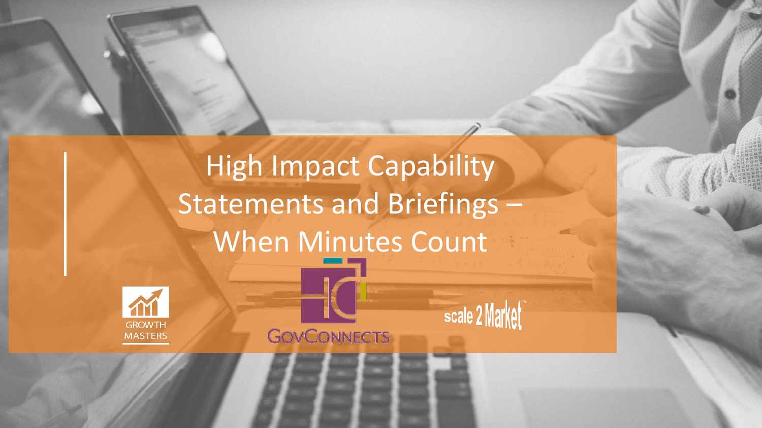# High Impact Capability Statements and Briefings – When Minutes Count

GROWTH MASTERS

GOVCONNECTS

scale 2 Market™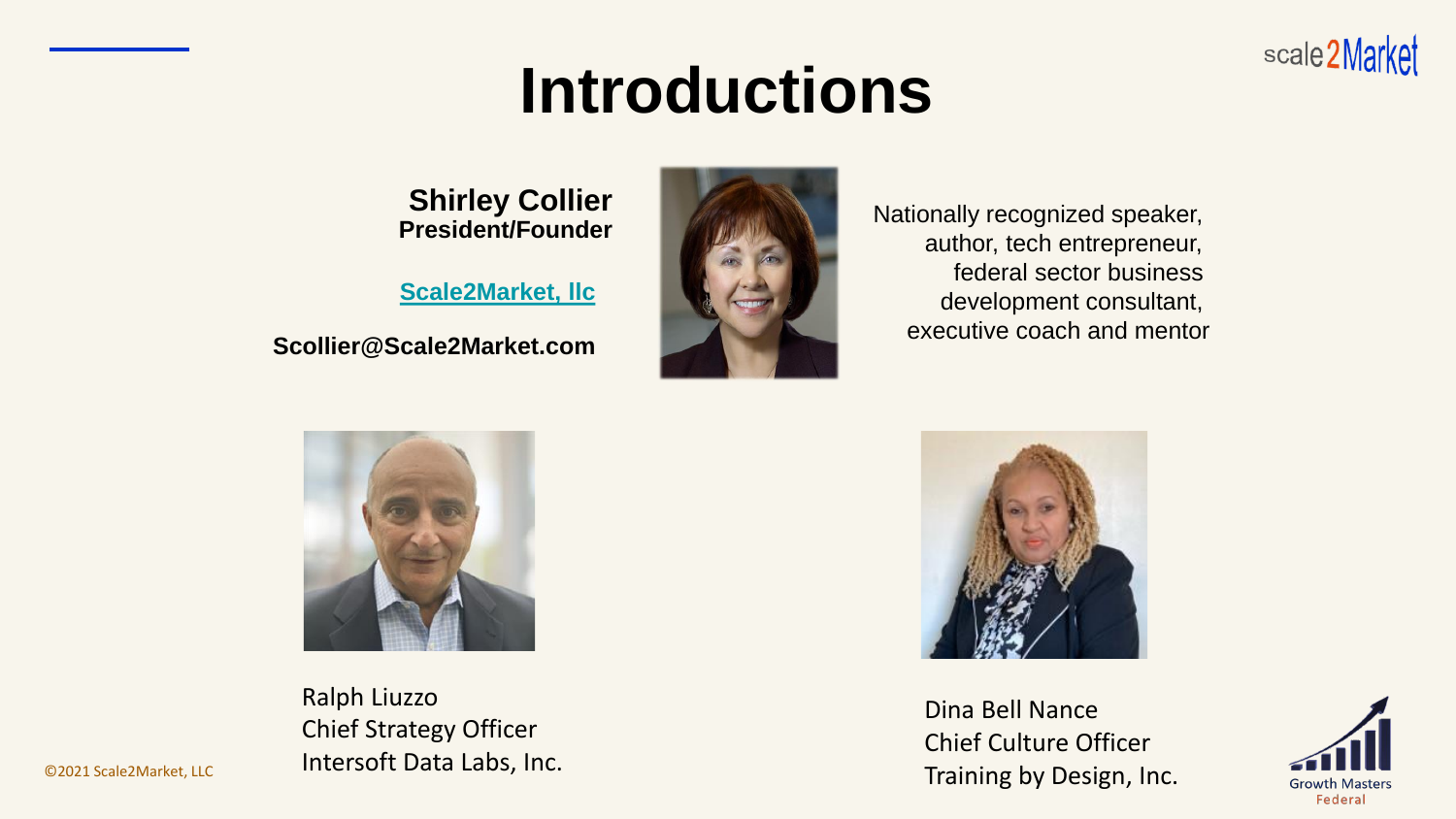# Introductions

**Shirley Collier**
**President/Founder**

**[Scale2Market, llc]**

**Scollier@Scale2Market.com**

Nationally recognized speaker, author, tech entrepreneur, federal sector business development consultant, executive coach and mentor

Ralph Liuzzo
Chief Strategy Officer
Intersoft Data Labs, Inc.

Dina Bell Nance
Chief Culture Officer
Training by Design, Inc.

©2021 Scale2Market, LLC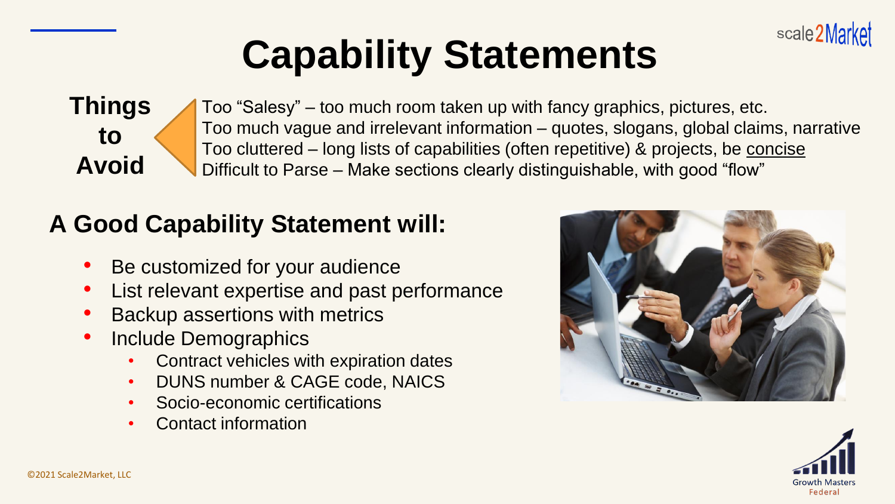# Capability Statements

**Things to Avoid**

Too "Salesy" – too much room taken up with fancy graphics, pictures, etc.
Too much vague and irrelevant information – quotes, slogans, global claims, narrative
Too cluttered – long lists of capabilities (often repetitive) & projects, be concise
Difficult to Parse – Make sections clearly distinguishable, with good "flow"

## A Good Capability Statement will:

- Be customized for your audience
- List relevant expertise and past performance
- Backup assertions with metrics
- Include Demographics
  - Contract vehicles with expiration dates
  - DUNS number & CAGE code, NAICS
  - Socio-economic certifications
  - Contact information

©2021 Scale2Market, LLC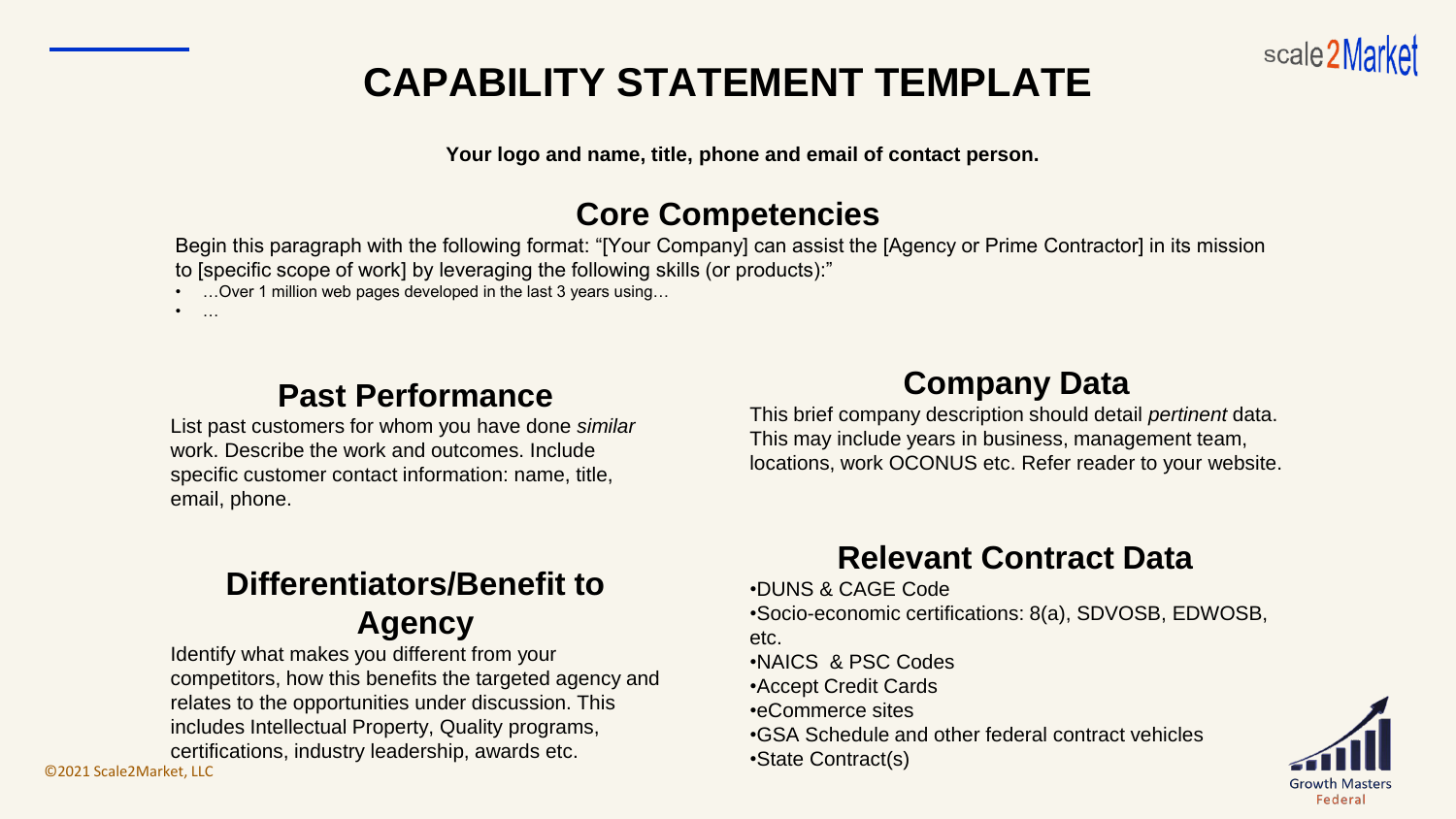# CAPABILITY STATEMENT TEMPLATE

**Your logo and name, title, phone and email of contact person.**

## Core Competencies

Begin this paragraph with the following format: “[Your Company] can assist the [Agency or Prime Contractor] in its mission to [specific scope of work] by leveraging the following skills (or products):”

- …Over 1 million web pages developed in the last 3 years using…
- …

## Past Performance

List past customers for whom you have done *similar* work. Describe the work and outcomes. Include specific customer contact information: name, title, email, phone.

## Differentiators/Benefit to Agency

Identify what makes you different from your competitors, how this benefits the targeted agency and relates to the opportunities under discussion. This includes Intellectual Property, Quality programs, certifications, industry leadership, awards etc.

## Company Data

This brief company description should detail *pertinent* data. This may include years in business, management team, locations, work OCONUS etc. Refer reader to your website.

## Relevant Contract Data

- DUNS & CAGE Code
- Socio-economic certifications: 8(a), SDVOSB, EDWOSB, etc.
- NAICS & PSC Codes
- Accept Credit Cards
- eCommerce sites
- GSA Schedule and other federal contract vehicles
- State Contract(s)

©2021 Scale2Market, LLC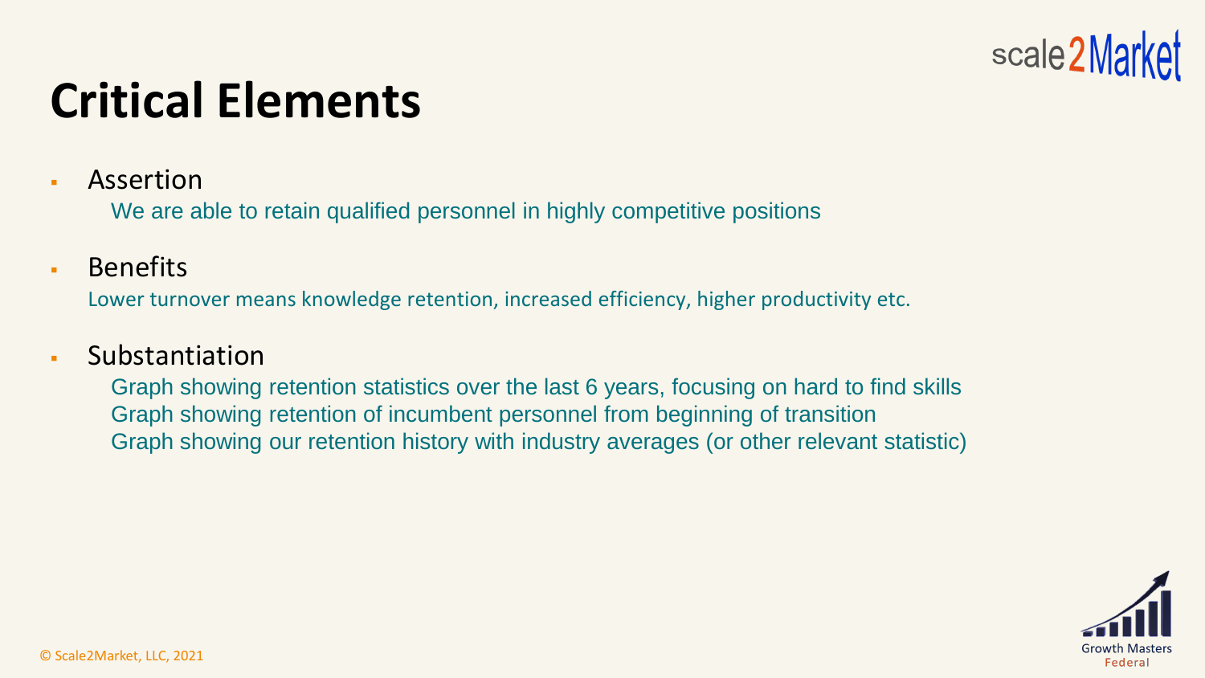# Critical Elements

- Assertion
  
  We are able to retain qualified personnel in highly competitive positions

- Benefits
  
  Lower turnover means knowledge retention, increased efficiency, higher productivity etc.

- Substantiation
  
  Graph showing retention statistics over the last 6 years, focusing on hard to find skills
  
  Graph showing retention of incumbent personnel from beginning of transition
  
  Graph showing our retention history with industry averages (or other relevant statistic)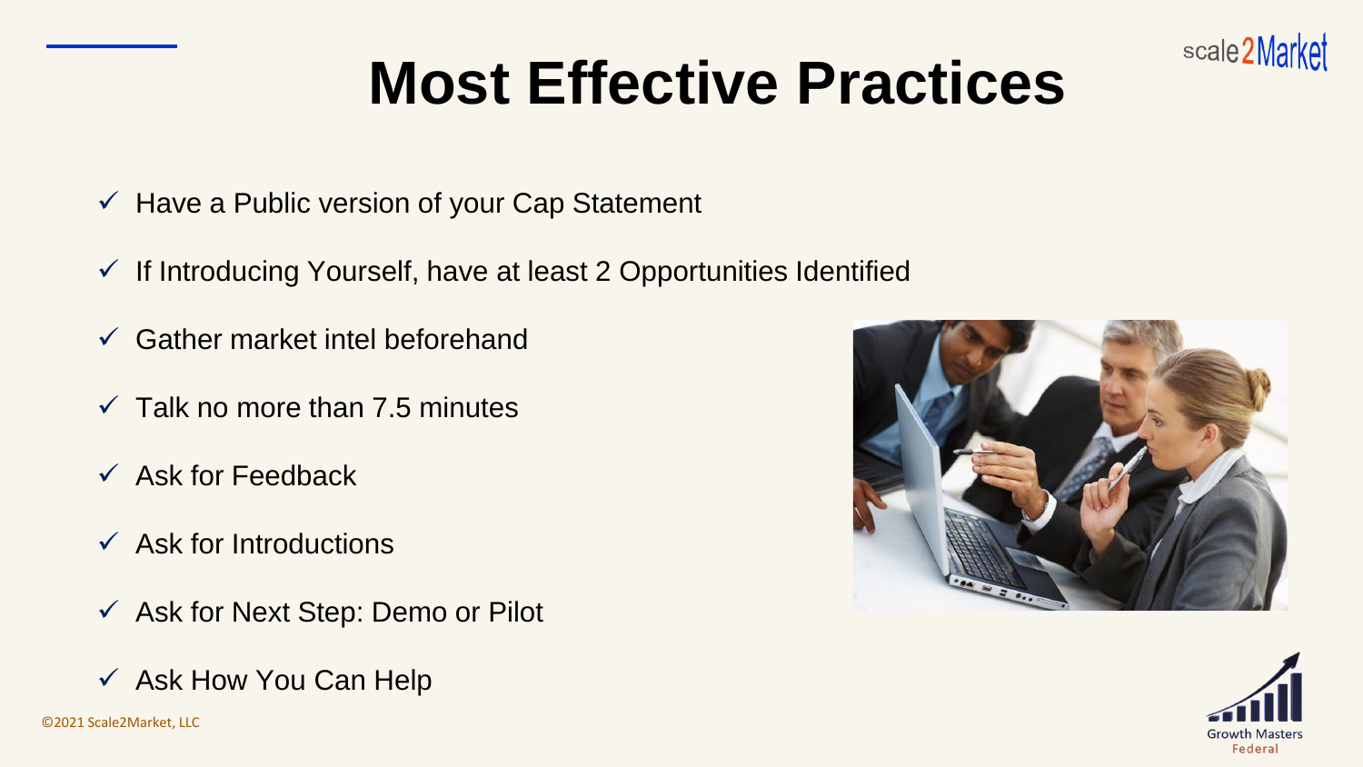# Most Effective Practices

- ✓ Have a Public version of your Cap Statement
- ✓ If Introducing Yourself, have at least 2 Opportunities Identified
- ✓ Gather market intel beforehand
- ✓ Talk no more than 7.5 minutes
- ✓ Ask for Feedback
- ✓ Ask for Introductions
- ✓ Ask for Next Step: Demo or Pilot
- ✓ Ask How You Can Help

©2021 Scale2Market, LLC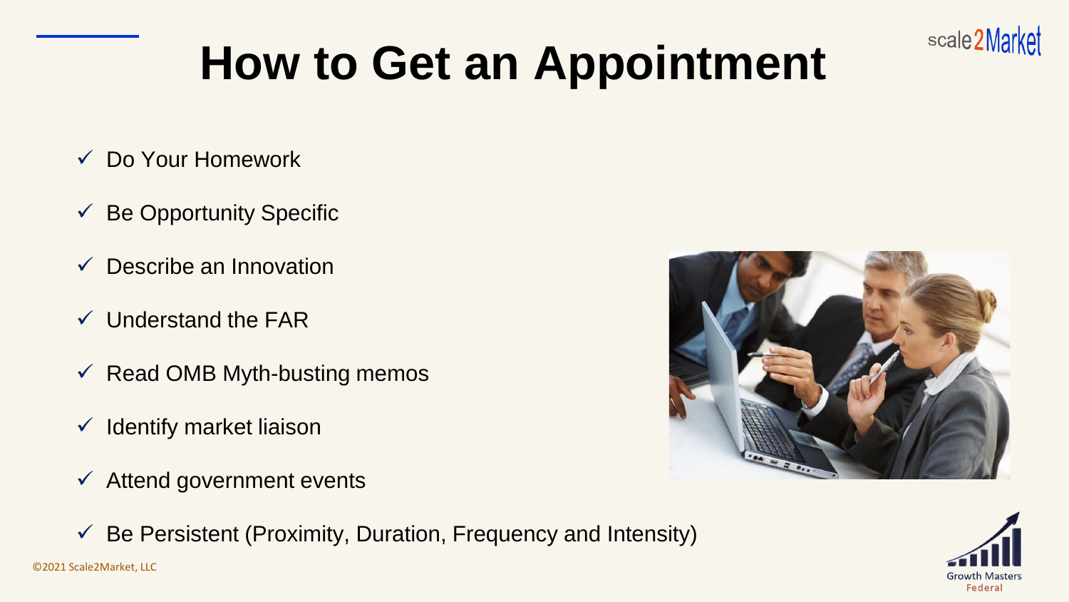# How to Get an Appointment

- ✓ Do Your Homework
- ✓ Be Opportunity Specific
- ✓ Describe an Innovation
- ✓ Understand the FAR
- ✓ Read OMB Myth-busting memos
- ✓ Identify market liaison
- ✓ Attend government events
- ✓ Be Persistent (Proximity, Duration, Frequency and Intensity)

©2021 Scale2Market, LLC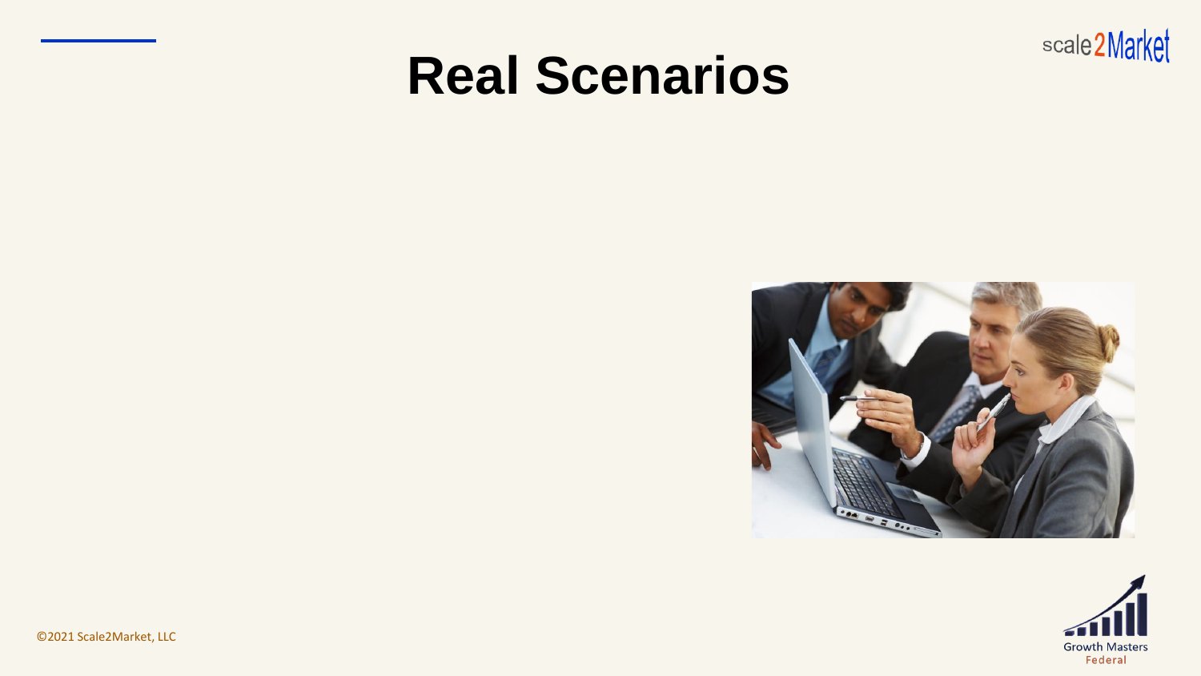# Real Scenarios